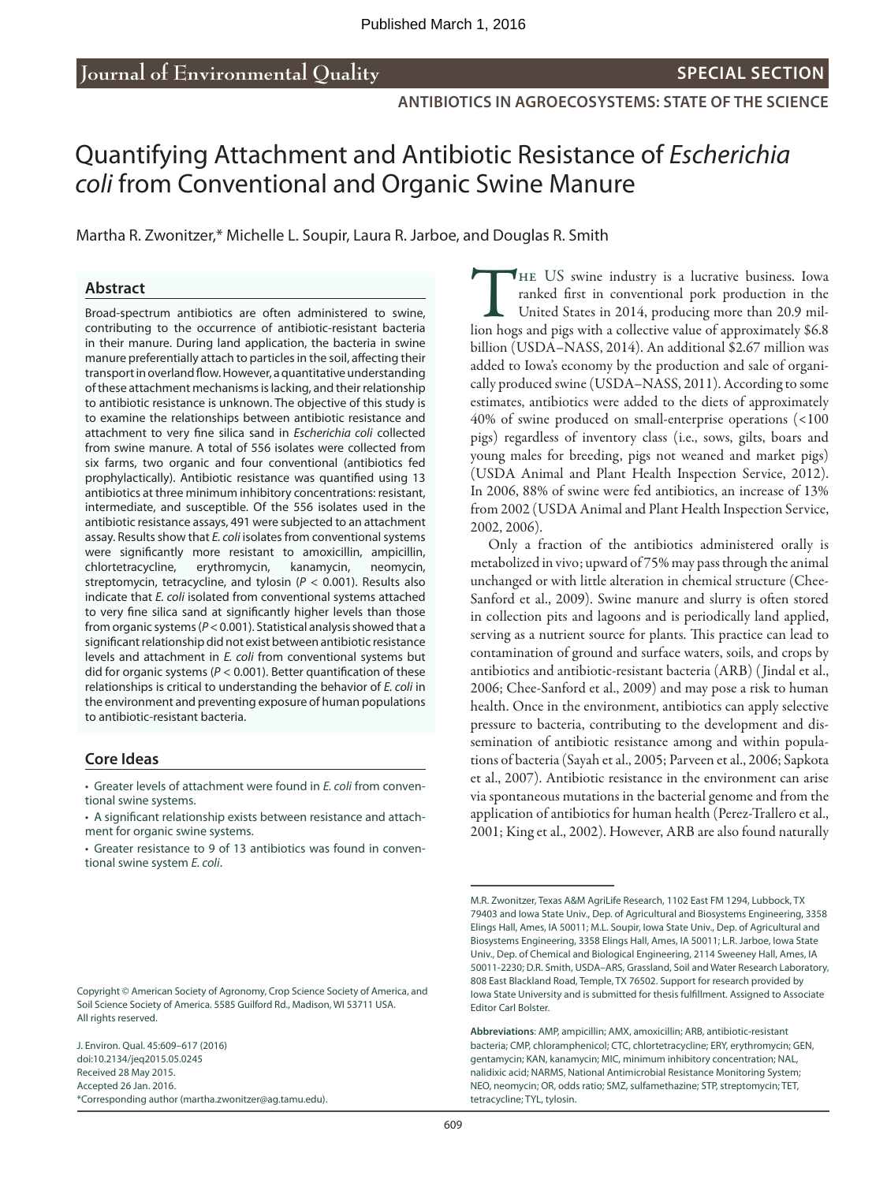Published March 1, 2016

Journal of Environmental Quality

SPECIAL SECTION

ANTIBIOTICS IN AGROECOSYSTEMS: STATE OF THE SCIENCE

# Quantifying Attachment and Antibiotic Resistance of *Escherichia coli* from Conventional and Organic Swine Manure

Martha R. Zwonitzer,* Michelle L. Soupir, Laura R. Jarboe, and Douglas R. Smith

## Abstract

Broad-spectrum antibiotics are often administered to swine, contributing to the occurrence of antibiotic-resistant bacteria in their manure. During land application, the bacteria in swine manure preferentially attach to particles in the soil, affecting their transport in overland flow. However, a quantitative understanding of these attachment mechanisms is lacking, and their relationship to antibiotic resistance is unknown. The objective of this study is to examine the relationships between antibiotic resistance and attachment to very fine silica sand in *Escherichia coli* collected from swine manure. A total of 556 isolates were collected from six farms, two organic and four conventional (antibiotics fed prophylactically). Antibiotic resistance was quantified using 13 antibiotics at three minimum inhibitory concentrations: resistant, intermediate, and susceptible. Of the 556 isolates used in the antibiotic resistance assays, 491 were subjected to an attachment assay. Results show that *E. coli* isolates from conventional systems were significantly more resistant to amoxicillin, ampicillin, chlortetracycline, erythromycin, kanamycin, neomycin, streptomycin, tetracycline, and tylosin ($P < 0.001$). Results also indicate that *E. coli* isolated from conventional systems attached to very fine silica sand at significantly higher levels than those from organic systems ($P < 0.001$). Statistical analysis showed that a significant relationship did not exist between antibiotic resistance levels and attachment in *E. coli* from conventional systems but did for organic systems ($P < 0.001$). Better quantification of these relationships is critical to understanding the behavior of *E. coli* in the environment and preventing exposure of human populations to antibiotic-resistant bacteria.

## Core Ideas

- Greater levels of attachment were found in *E. coli* from conventional swine systems.
- A significant relationship exists between resistance and attachment for organic swine systems.
- Greater resistance to 9 of 13 antibiotics was found in conventional swine system *E. coli*.

The US swine industry is a lucrative business. Iowa ranked first in conventional pork production in the United States in 2014, producing more than 20.9 million hogs and pigs with a collective value of approximately \$6.8 billion (USDA–NASS, 2014). An additional \$2.67 million was added to Iowa's economy by the production and sale of organically produced swine (USDA–NASS, 2011). According to some estimates, antibiotics were added to the diets of approximately 40% of swine produced on small-enterprise operations (<100 pigs) regardless of inventory class (i.e., sows, gilts, boars and young males for breeding, pigs not weaned and market pigs) (USDA Animal and Plant Health Inspection Service, 2012). In 2006, 88% of swine were fed antibiotics, an increase of 13% from 2002 (USDA Animal and Plant Health Inspection Service, 2002, 2006).

Only a fraction of the antibiotics administered orally is metabolized in vivo; upward of 75% may pass through the animal unchanged or with little alteration in chemical structure (Chee-Sanford et al., 2009). Swine manure and slurry is often stored in collection pits and lagoons and is periodically land applied, serving as a nutrient source for plants. This practice can lead to contamination of ground and surface waters, soils, and crops by antibiotics and antibiotic-resistant bacteria (ARB) (Jindal et al., 2006; Chee-Sanford et al., 2009) and may pose a risk to human health. Once in the environment, antibiotics can apply selective pressure to bacteria, contributing to the development and dissemination of antibiotic resistance among and within populations of bacteria (Sayah et al., 2005; Parveen et al., 2006; Sapkota et al., 2007). Antibiotic resistance in the environment can arise via spontaneous mutations in the bacterial genome and from the application of antibiotics for human health (Perez-Trallero et al., 2001; King et al., 2002). However, ARB are also found naturally

Copyright © American Society of Agronomy, Crop Science Society of America, and Soil Science Society of America. 5585 Guilford Rd., Madison, WI 53711 USA. All rights reserved.

J. Environ. Qual. 45:609–617 (2016)
doi:10.2134/jeq2015.05.0245
Received 28 May 2015.
Accepted 26 Jan. 2016.
*Corresponding author (martha.zwonitzer@ag.tamu.edu).

M.R. Zwonitzer, Texas A&M AgriLife Research, 1102 East FM 1294, Lubbock, TX 79403 and Iowa State Univ., Dep. of Agricultural and Biosystems Engineering, 3358 Elings Hall, Ames, IA 50011; M.L. Soupir, Iowa State Univ., Dep. of Agricultural and Biosystems Engineering, 3358 Elings Hall, Ames, IA 50011; L.R. Jarboe, Iowa State Univ., Dep. of Chemical and Biological Engineering, 2114 Sweeney Hall, Ames, IA 50011-2230; D.R. Smith, USDA–ARS, Grassland, Soil and Water Research Laboratory, 808 East Blackland Road, Temple, TX 76502. Support for research provided by Iowa State University and is submitted for thesis fulfillment. Assigned to Associate Editor Carl Bolster.

**Abbreviations**: AMP, ampicillin; AMX, amoxicillin; ARB, antibiotic-resistant bacteria; CMP, chloramphenicol; CTC, chlortetracycline; ERY, erythromycin; GEN, gentamycin; KAN, kanamycin; MIC, minimum inhibitory concentration; NAL, nalidixic acid; NARMS, National Antimicrobial Resistance Monitoring System; NEO, neomycin; OR, odds ratio; SMZ, sulfamethazine; STP, streptomycin; TET, tetracycline; TYL, tylosin.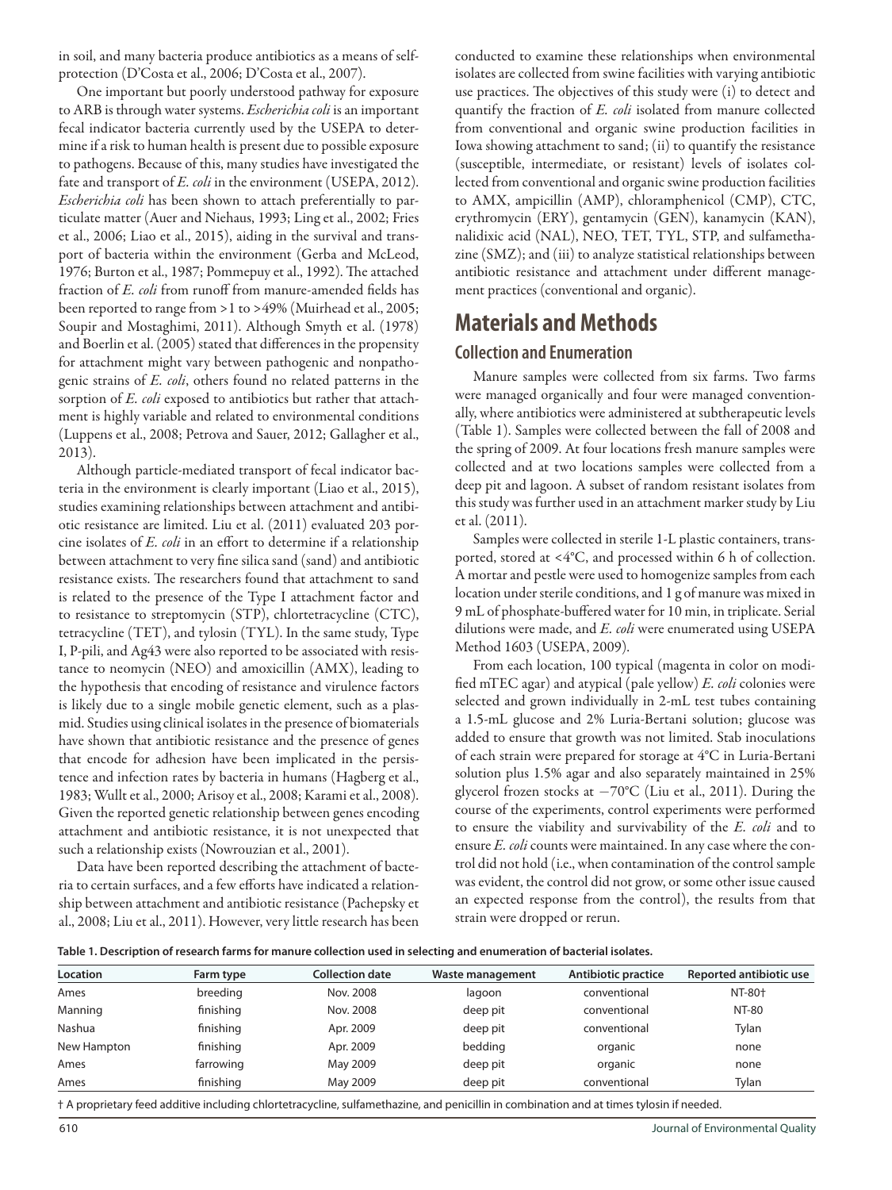in soil, and many bacteria produce antibiotics as a means of self-protection (D'Costa et al., 2006; D'Costa et al., 2007).

One important but poorly understood pathway for exposure to ARB is through water systems. *Escherichia coli* is an important fecal indicator bacteria currently used by the USEPA to determine if a risk to human health is present due to possible exposure to pathogens. Because of this, many studies have investigated the fate and transport of *E. coli* in the environment (USEPA, 2012). *Escherichia coli* has been shown to attach preferentially to particulate matter (Auer and Niehaus, 1993; Ling et al., 2002; Fries et al., 2006; Liao et al., 2015), aiding in the survival and transport of bacteria within the environment (Gerba and McLeod, 1976; Burton et al., 1987; Pommepuy et al., 1992). The attached fraction of *E. coli* from runoff from manure-amended fields has been reported to range from >1 to >49% (Muirhead et al., 2005; Soupir and Mostaghimi, 2011). Although Smyth et al. (1978) and Boerlin et al. (2005) stated that differences in the propensity for attachment might vary between pathogenic and nonpathogenic strains of *E. coli*, others found no related patterns in the sorption of *E. coli* exposed to antibiotics but rather that attachment is highly variable and related to environmental conditions (Luppens et al., 2008; Petrova and Sauer, 2012; Gallagher et al., 2013).

Although particle-mediated transport of fecal indicator bacteria in the environment is clearly important (Liao et al., 2015), studies examining relationships between attachment and antibiotic resistance are limited. Liu et al. (2011) evaluated 203 porcine isolates of *E. coli* in an effort to determine if a relationship between attachment to very fine silica sand (sand) and antibiotic resistance exists. The researchers found that attachment to sand is related to the presence of the Type I attachment factor and to resistance to streptomycin (STP), chlortetracycline (CTC), tetracycline (TET), and tylosin (TYL). In the same study, Type I, P-pili, and Ag43 were also reported to be associated with resistance to neomycin (NEO) and amoxicillin (AMX), leading to the hypothesis that encoding of resistance and virulence factors is likely due to a single mobile genetic element, such as a plasmid. Studies using clinical isolates in the presence of biomaterials have shown that antibiotic resistance and the presence of genes that encode for adhesion have been implicated in the persistence and infection rates by bacteria in humans (Hagberg et al., 1983; Wullt et al., 2000; Arisoy et al., 2008; Karami et al., 2008). Given the reported genetic relationship between genes encoding attachment and antibiotic resistance, it is not unexpected that such a relationship exists (Nowrouzian et al., 2001).

Data have been reported describing the attachment of bacteria to certain surfaces, and a few efforts have indicated a relationship between attachment and antibiotic resistance (Pachepsky et al., 2008; Liu et al., 2011). However, very little research has been conducted to examine these relationships when environmental isolates are collected from swine facilities with varying antibiotic use practices. The objectives of this study were (i) to detect and quantify the fraction of *E. coli* isolated from manure collected from conventional and organic swine production facilities in Iowa showing attachment to sand; (ii) to quantify the resistance (susceptible, intermediate, or resistant) levels of isolates collected from conventional and organic swine production facilities to AMX, ampicillin (AMP), chloramphenicol (CMP), CTC, erythromycin (ERY), gentamycin (GEN), kanamycin (KAN), nalidixic acid (NAL), NEO, TET, TYL, STP, and sulfamethazine (SMZ); and (iii) to analyze statistical relationships between antibiotic resistance and attachment under different management practices (conventional and organic).

# Materials and Methods

## Collection and Enumeration

Manure samples were collected from six farms. Two farms were managed organically and four were managed conventionally, where antibiotics were administered at subtherapeutic levels (Table 1). Samples were collected between the fall of 2008 and the spring of 2009. At four locations fresh manure samples were collected and at two locations samples were collected from a deep pit and lagoon. A subset of random resistant isolates from this study was further used in an attachment marker study by Liu et al. (2011).

Samples were collected in sterile 1-L plastic containers, transported, stored at <4°C, and processed within 6 h of collection. A mortar and pestle were used to homogenize samples from each location under sterile conditions, and 1 g of manure was mixed in 9 mL of phosphate-buffered water for 10 min, in triplicate. Serial dilutions were made, and *E. coli* were enumerated using USEPA Method 1603 (USEPA, 2009).

From each location, 100 typical (magenta in color on modified mTEC agar) and atypical (pale yellow) *E. coli* colonies were selected and grown individually in 2-mL test tubes containing a 1.5-mL glucose and 2% Luria-Bertani solution; glucose was added to ensure that growth was not limited. Stab inoculations of each strain were prepared for storage at 4°C in Luria-Bertani solution plus 1.5% agar and also separately maintained in 25% glycerol frozen stocks at −70°C (Liu et al., 2011). During the course of the experiments, control experiments were performed to ensure the viability and survivability of the *E. coli* and to ensure *E. coli* counts were maintained. In any case where the control did not hold (i.e., when contamination of the control sample was evident, the control did not grow, or some other issue caused an expected response from the control), the results from that strain were dropped or rerun.

**Table 1. Description of research farms for manure collection used in selecting and enumeration of bacterial isolates.**

| Location | Farm type | Collection date | Waste management | Antibiotic practice | Reported antibiotic use |
|---|---|---|---|---|---|
| Ames | breeding | Nov. 2008 | lagoon | conventional | NT-80† |
| Manning | finishing | Nov. 2008 | deep pit | conventional | NT-80 |
| Nashua | finishing | Apr. 2009 | deep pit | conventional | Tylan |
| New Hampton | finishing | Apr. 2009 | bedding | organic | none |
| Ames | farrowing | May 2009 | deep pit | organic | none |
| Ames | finishing | May 2009 | deep pit | conventional | Tylan |

† A proprietary feed additive including chlortetracycline, sulfamethazine, and penicillin in combination and at times tylosin if needed.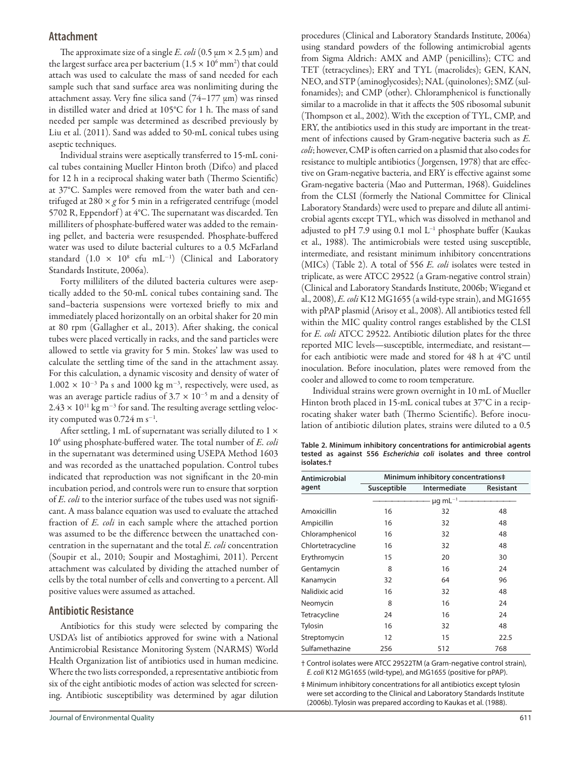## Attachment

The approximate size of a single *E. coli* (0.5 µm × 2.5 µm) and the largest surface area per bacterium ($1.5 \times 10^6$ mm$^2$) that could attach was used to calculate the mass of sand needed for each sample such that sand surface area was nonlimiting during the attachment assay. Very fine silica sand (74–177 µm) was rinsed in distilled water and dried at 105°C for 1 h. The mass of sand needed per sample was determined as described previously by Liu et al. (2011). Sand was added to 50-mL conical tubes using aseptic techniques.

Individual strains were aseptically transferred to 15-mL conical tubes containing Mueller Hinton broth (Difco) and placed for 12 h in a reciprocal shaking water bath (Thermo Scientific) at 37°C. Samples were removed from the water bath and centrifuged at 280 × *g* for 5 min in a refrigerated centrifuge (model 5702 R, Eppendorf) at 4°C. The supernatant was discarded. Ten milliliters of phosphate-buffered water was added to the remaining pellet, and bacteria were resuspended. Phosphate-buffered water was used to dilute bacterial cultures to a 0.5 McFarland standard ($1.0 \times 10^8$ cfu mL$^{-1}$) (Clinical and Laboratory Standards Institute, 2006a).

Forty milliliters of the diluted bacteria cultures were aseptically added to the 50-mL conical tubes containing sand. The sand–bacteria suspensions were vortexed briefly to mix and immediately placed horizontally on an orbital shaker for 20 min at 80 rpm (Gallagher et al., 2013). After shaking, the conical tubes were placed vertically in racks, and the sand particles were allowed to settle via gravity for 5 min. Stokes' law was used to calculate the settling time of the sand in the attachment assay. For this calculation, a dynamic viscosity and density of water of $1.002 \times 10^{-3}$ Pa s and 1000 kg m$^{-3}$, respectively, were used, as was an average particle radius of $3.7 \times 10^{-5}$ m and a density of $2.43 \times 10^{11}$ kg m$^{-3}$ for sand. The resulting average settling velocity computed was 0.724 m s$^{-1}$.

After settling, 1 mL of supernatant was serially diluted to $1 \times 10^6$ using phosphate-buffered water. The total number of *E. coli* in the supernatant was determined using USEPA Method 1603 and was recorded as the unattached population. Control tubes indicated that reproduction was not significant in the 20-min incubation period, and controls were run to ensure that sorption of *E. coli* to the interior surface of the tubes used was not significant. A mass balance equation was used to evaluate the attached fraction of *E. coli* in each sample where the attached portion was assumed to be the difference between the unattached concentration in the supernatant and the total *E. coli* concentration (Soupir et al., 2010; Soupir and Mostaghimi, 2011). Percent attachment was calculated by dividing the attached number of cells by the total number of cells and converting to a percent. All positive values were assumed as attached.

## Antibiotic Resistance

Antibiotics for this study were selected by comparing the USDA's list of antibiotics approved for swine with a National Antimicrobial Resistance Monitoring System (NARMS) World Health Organization list of antibiotics used in human medicine. Where the two lists corresponded, a representative antibiotic from six of the eight antibiotic modes of action was selected for screening. Antibiotic susceptibility was determined by agar dilution procedures (Clinical and Laboratory Standards Institute, 2006a) using standard powders of the following antimicrobial agents from Sigma Aldrich: AMX and AMP (penicillins); CTC and TET (tetracyclines); ERY and TYL (macrolides); GEN, KAN, NEO, and STP (aminoglycosides); NAL (quinolones); SMZ (sulfonamides); and CMP (other). Chloramphenicol is functionally similar to a macrolide in that it affects the 50S ribosomal subunit (Thompson et al., 2002). With the exception of TYL, CMP, and ERY, the antibiotics used in this study are important in the treatment of infections caused by Gram-negative bacteria such as *E. coli*; however, CMP is often carried on a plasmid that also codes for resistance to multiple antibiotics (Jorgensen, 1978) that are effective on Gram-negative bacteria, and ERY is effective against some Gram-negative bacteria (Mao and Putterman, 1968). Guidelines from the CLSI (formerly the National Committee for Clinical Laboratory Standards) were used to prepare and dilute all antimicrobial agents except TYL, which was dissolved in methanol and adjusted to pH 7.9 using 0.1 mol L$^{-1}$ phosphate buffer (Kaukas et al., 1988). The antimicrobials were tested using susceptible, intermediate, and resistant minimum inhibitory concentrations (MICs) (Table 2). A total of 556 *E. coli* isolates were tested in triplicate, as were ATCC 29522 (a Gram-negative control strain) (Clinical and Laboratory Standards Institute, 2006b; Wiegand et al., 2008), *E. coli* K12 MG1655 (a wild-type strain), and MG1655 with pPAP plasmid (Arisoy et al., 2008). All antibiotics tested fell within the MIC quality control ranges established by the CLSI for *E. coli* ATCC 29522. Antibiotic dilution plates for the three reported MIC levels—susceptible, intermediate, and resistant—for each antibiotic were made and stored for 48 h at 4°C until inoculation. Before inoculation, plates were removed from the cooler and allowed to come to room temperature.

Individual strains were grown overnight in 10 mL of Mueller Hinton broth placed in 15-mL conical tubes at 37°C in a reciprocal shaker water bath (Thermo Scientific). Before inoculation of antibiotic dilution plates, strains were diluted to a 0.5

**Table 2. Minimum inhibitory concentrations for antimicrobial agents tested as against 556 *Escherichia coli* isolates and three control isolates.†**

| Antimicrobial agent | Minimum inhibitory concentrations‡ | | |
|---|---|---|---|
| | Susceptible | Intermediate | Resistant |
| | µg mL$^{-1}$ | | |
| Amoxicillin | 16 | 32 | 48 |
| Ampicillin | 16 | 32 | 48 |
| Chloramphenicol | 16 | 32 | 48 |
| Chlortetracycline | 16 | 32 | 48 |
| Erythromycin | 15 | 20 | 30 |
| Gentamycin | 8 | 16 | 24 |
| Kanamycin | 32 | 64 | 96 |
| Nalidixic acid | 16 | 32 | 48 |
| Neomycin | 8 | 16 | 24 |
| Tetracycline | 24 | 16 | 24 |
| Tylosin | 16 | 32 | 48 |
| Streptomycin | 12 | 15 | 22.5 |
| Sulfamethazine | 256 | 512 | 768 |

† Control isolates were ATCC 29522TM (a Gram-negative control strain), *E. coli* K12 MG1655 (wild-type), and MG1655 (positive for pPAP).

‡ Minimum inhibitory concentrations for all antibiotics except tylosin were set according to the Clinical and Laboratory Standards Institute (2006b). Tylosin was prepared according to Kaukas et al. (1988).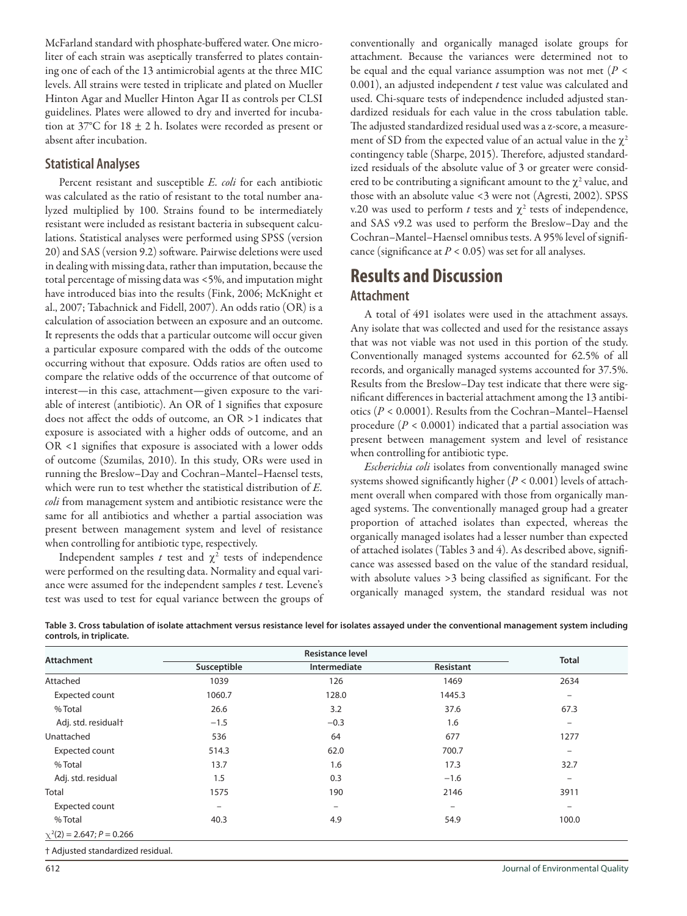McFarland standard with phosphate-buffered water. One microliter of each strain was aseptically transferred to plates containing one of each of the 13 antimicrobial agents at the three MIC levels. All strains were tested in triplicate and plated on Mueller Hinton Agar and Mueller Hinton Agar II as controls per CLSI guidelines. Plates were allowed to dry and inverted for incubation at 37°C for 18 ± 2 h. Isolates were recorded as present or absent after incubation.

## Statistical Analyses

Percent resistant and susceptible *E. coli* for each antibiotic was calculated as the ratio of resistant to the total number analyzed multiplied by 100. Strains found to be intermediately resistant were included as resistant bacteria in subsequent calculations. Statistical analyses were performed using SPSS (version 20) and SAS (version 9.2) software. Pairwise deletions were used in dealing with missing data, rather than imputation, because the total percentage of missing data was <5%, and imputation might have introduced bias into the results (Fink, 2006; McKnight et al., 2007; Tabachnick and Fidell, 2007). An odds ratio (OR) is a calculation of association between an exposure and an outcome. It represents the odds that a particular outcome will occur given a particular exposure compared with the odds of the outcome occurring without that exposure. Odds ratios are often used to compare the relative odds of the occurrence of that outcome of interest—in this case, attachment—given exposure to the variable of interest (antibiotic). An OR of 1 signifies that exposure does not affect the odds of outcome, an OR >1 indicates that exposure is associated with a higher odds of outcome, and an OR <1 signifies that exposure is associated with a lower odds of outcome (Szumilas, 2010). In this study, ORs were used in running the Breslow–Day and Cochran–Mantel–Haensel tests, which were run to test whether the statistical distribution of *E. coli* from management system and antibiotic resistance were the same for all antibiotics and whether a partial association was present between management system and level of resistance when controlling for antibiotic type, respectively.

Independent samples *t* test and $\chi^2$ tests of independence were performed on the resulting data. Normality and equal variance were assumed for the independent samples *t* test. Levene's test was used to test for equal variance between the groups of conventionally and organically managed isolate groups for attachment. Because the variances were determined not to be equal and the equal variance assumption was not met ($P < 0.001$), an adjusted independent *t* test value was calculated and used. Chi-square tests of independence included adjusted standardized residuals for each value in the cross tabulation table. The adjusted standardized residual used was a z-score, a measurement of SD from the expected value of an actual value in the $\chi^2$ contingency table (Sharpe, 2015). Therefore, adjusted standardized residuals of the absolute value of 3 or greater were considered to be contributing a significant amount to the $\chi^2$ value, and those with an absolute value <3 were not (Agresti, 2002). SPSS v.20 was used to perform *t* tests and $\chi^2$ tests of independence, and SAS v9.2 was used to perform the Breslow–Day and the Cochran–Mantel–Haensel omnibus tests. A 95% level of significance (significance at $P < 0.05$) was set for all analyses.

# Results and Discussion

## Attachment

A total of 491 isolates were used in the attachment assays. Any isolate that was collected and used for the resistance assays that was not viable was not used in this portion of the study. Conventionally managed systems accounted for 62.5% of all records, and organically managed systems accounted for 37.5%. Results from the Breslow–Day test indicate that there were significant differences in bacterial attachment among the 13 antibiotics ($P < 0.0001$). Results from the Cochran–Mantel–Haensel procedure ($P < 0.0001$) indicated that a partial association was present between management system and level of resistance when controlling for antibiotic type.

*Escherichia coli* isolates from conventionally managed swine systems showed significantly higher ($P < 0.001$) levels of attachment overall when compared with those from organically managed systems. The conventionally managed group had a greater proportion of attached isolates than expected, whereas the organically managed isolates had a lesser number than expected of attached isolates (Tables 3 and 4). As described above, significance was assessed based on the value of the standard residual, with absolute values >3 being classified as significant. For the organically managed system, the standard residual was not

**Table 3. Cross tabulation of isolate attachment versus resistance level for isolates assayed under the conventional management system including controls, in triplicate.**

| Attachment | Resistance level | | | Total |
|---|---|---|---|---|
| | Susceptible | Intermediate | Resistant | |
| Attached | 1039 | 126 | 1469 | 2634 |
| Expected count | 1060.7 | 128.0 | 1445.3 | – |
| % Total | 26.6 | 3.2 | 37.6 | 67.3 |
| Adj. std. residual† | −1.5 | −0.3 | 1.6 | – |
| Unattached | 536 | 64 | 677 | 1277 |
| Expected count | 514.3 | 62.0 | 700.7 | – |
| % Total | 13.7 | 1.6 | 17.3 | 32.7 |
| Adj. std. residual | 1.5 | 0.3 | −1.6 | – |
| Total | 1575 | 190 | 2146 | 3911 |
| Expected count | – | – | – | – |
| % Total | 40.3 | 4.9 | 54.9 | 100.0 |
| $\chi^2(2) = 2.647$; $P = 0.266$ | | | | |

† Adjusted standardized residual.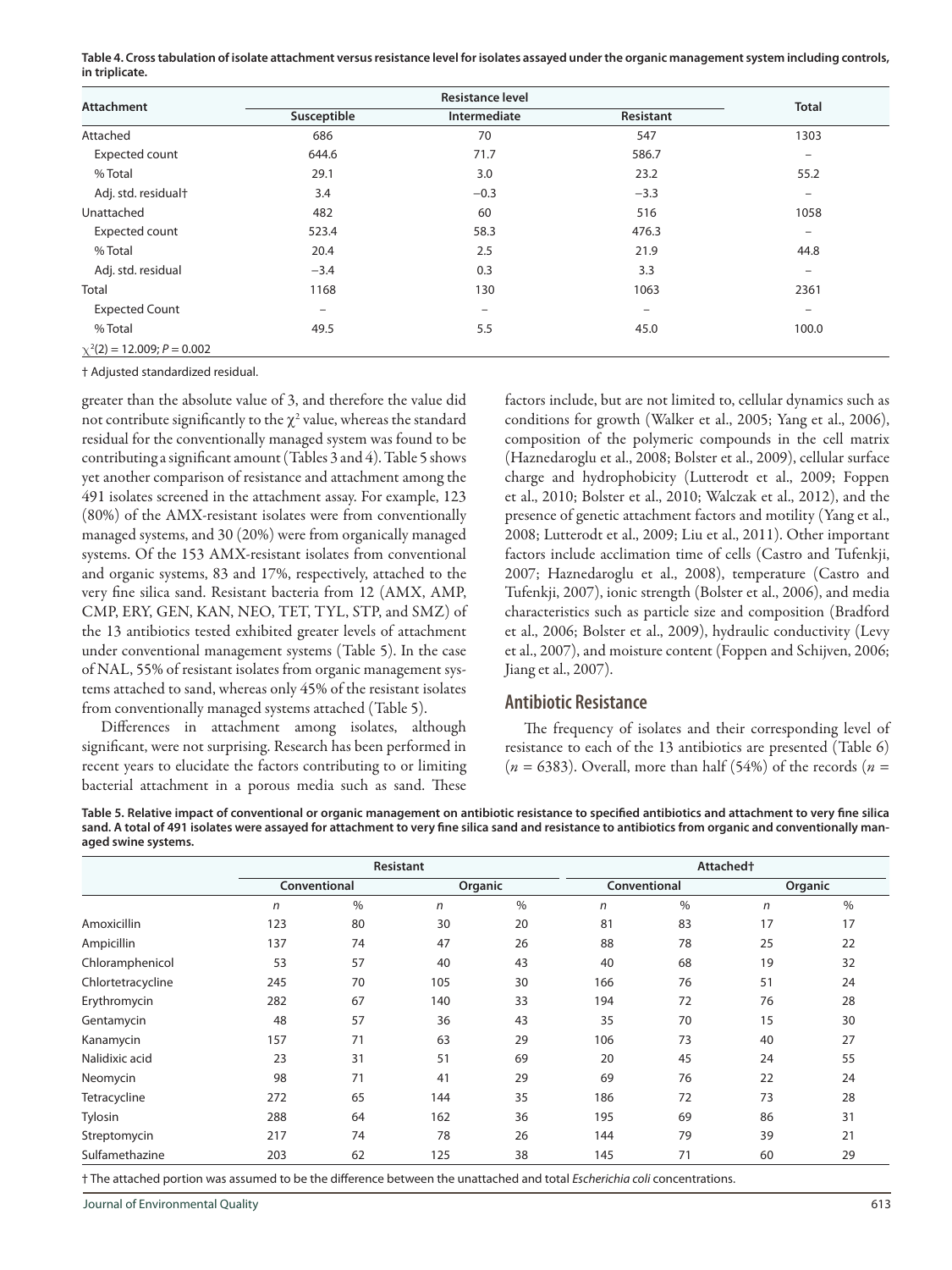**Table 4. Cross tabulation of isolate attachment versus resistance level for isolates assayed under the organic management system including controls, in triplicate.**

| Attachment | Resistance level | | | Total |
|---|---|---|---|---|
| | Susceptible | Intermediate | Resistant | |
| Attached | 686 | 70 | 547 | 1303 |
| Expected count | 644.6 | 71.7 | 586.7 | – |
| % Total | 29.1 | 3.0 | 23.2 | 55.2 |
| Adj. std. residual† | 3.4 | −0.3 | −3.3 | – |
| Unattached | 482 | 60 | 516 | 1058 |
| Expected count | 523.4 | 58.3 | 476.3 | – |
| % Total | 20.4 | 2.5 | 21.9 | 44.8 |
| Adj. std. residual | −3.4 | 0.3 | 3.3 | – |
| Total | 1168 | 130 | 1063 | 2361 |
| Expected Count | – | – | – | – |
| % Total | 49.5 | 5.5 | 45.0 | 100.0 |
| $\chi^2(2) = 12.009$; $P = 0.002$ | | | | |

† Adjusted standardized residual.

greater than the absolute value of 3, and therefore the value did not contribute significantly to the $\chi^2$ value, whereas the standard residual for the conventionally managed system was found to be contributing a significant amount (Tables 3 and 4). Table 5 shows yet another comparison of resistance and attachment among the 491 isolates screened in the attachment assay. For example, 123 (80%) of the AMX-resistant isolates were from conventionally managed systems, and 30 (20%) were from organically managed systems. Of the 153 AMX-resistant isolates from conventional and organic systems, 83 and 17%, respectively, attached to the very fine silica sand. Resistant bacteria from 12 (AMX, AMP, CMP, ERY, GEN, KAN, NEO, TET, TYL, STP, and SMZ) of the 13 antibiotics tested exhibited greater levels of attachment under conventional management systems (Table 5). In the case of NAL, 55% of resistant isolates from organic management systems attached to sand, whereas only 45% of the resistant isolates from conventionally managed systems attached (Table 5).

Differences in attachment among isolates, although significant, were not surprising. Research has been performed in recent years to elucidate the factors contributing to or limiting bacterial attachment in a porous media such as sand. These factors include, but are not limited to, cellular dynamics such as conditions for growth (Walker et al., 2005; Yang et al., 2006), composition of the polymeric compounds in the cell matrix (Haznedaroglu et al., 2008; Bolster et al., 2009), cellular surface charge and hydrophobicity (Lutterodt et al., 2009; Foppen et al., 2010; Bolster et al., 2010; Walczak et al., 2012), and the presence of genetic attachment factors and motility (Yang et al., 2008; Lutterodt et al., 2009; Liu et al., 2011). Other important factors include acclimation time of cells (Castro and Tufenkji, 2007; Haznedaroglu et al., 2008), temperature (Castro and Tufenkji, 2007), ionic strength (Bolster et al., 2006), and media characteristics such as particle size and composition (Bradford et al., 2006; Bolster et al., 2009), hydraulic conductivity (Levy et al., 2007), and moisture content (Foppen and Schijven, 2006; Jiang et al., 2007).

## Antibiotic Resistance

The frequency of isolates and their corresponding level of resistance to each of the 13 antibiotics are presented (Table 6) ($n$ = 6383). Overall, more than half (54%) of the records ($n$ =

**Table 5. Relative impact of conventional or organic management on antibiotic resistance to specified antibiotics and attachment to very fine silica sand. A total of 491 isolates were assayed for attachment to very fine silica sand and resistance to antibiotics from organic and conventionally managed swine systems.**

| | Resistant | | | | Attached† | | | |
|---|---|---|---|---|---|---|---|---|
| | Conventional | | Organic | | Conventional | | Organic | |
| | $n$ | % | $n$ | % | $n$ | % | $n$ | % |
| Amoxicillin | 123 | 80 | 30 | 20 | 81 | 83 | 17 | 17 |
| Ampicillin | 137 | 74 | 47 | 26 | 88 | 78 | 25 | 22 |
| Chloramphenicol | 53 | 57 | 40 | 43 | 40 | 68 | 19 | 32 |
| Chlortetracycline | 245 | 70 | 105 | 30 | 166 | 76 | 51 | 24 |
| Erythromycin | 282 | 67 | 140 | 33 | 194 | 72 | 76 | 28 |
| Gentamycin | 48 | 57 | 36 | 43 | 35 | 70 | 15 | 30 |
| Kanamycin | 157 | 71 | 63 | 29 | 106 | 73 | 40 | 27 |
| Nalidixic acid | 23 | 31 | 51 | 69 | 20 | 45 | 24 | 55 |
| Neomycin | 98 | 71 | 41 | 29 | 69 | 76 | 22 | 24 |
| Tetracycline | 272 | 65 | 144 | 35 | 186 | 72 | 73 | 28 |
| Tylosin | 288 | 64 | 162 | 36 | 195 | 69 | 86 | 31 |
| Streptomycin | 217 | 74 | 78 | 26 | 144 | 79 | 39 | 21 |
| Sulfamethazine | 203 | 62 | 125 | 38 | 145 | 71 | 60 | 29 |

† The attached portion was assumed to be the difference between the unattached and total *Escherichia coli* concentrations.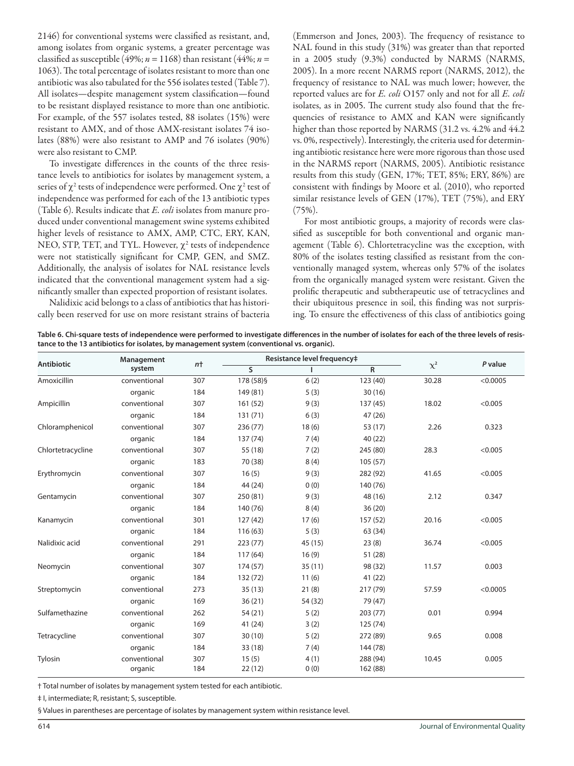2146) for conventional systems were classified as resistant, and, among isolates from organic systems, a greater percentage was classified as susceptible (49%; $n = 1168$) than resistant (44%; $n = 1063$). The total percentage of isolates resistant to more than one antibiotic was also tabulated for the 556 isolates tested (Table 7). All isolates—despite management system classification—found to be resistant displayed resistance to more than one antibiotic. For example, of the 557 isolates tested, 88 isolates (15%) were resistant to AMX, and of those AMX-resistant isolates 74 isolates (88%) were also resistant to AMP and 76 isolates (90%) were also resistant to CMP.

To investigate differences in the counts of the three resistance levels to antibiotics for isolates by management system, a series of $\chi^2$ tests of independence were performed. One $\chi^2$ test of independence was performed for each of the 13 antibiotic types (Table 6). Results indicate that *E. coli* isolates from manure produced under conventional management swine systems exhibited higher levels of resistance to AMX, AMP, CTC, ERY, KAN, NEO, STP, TET, and TYL. However, $\chi^2$ tests of independence were not statistically significant for CMP, GEN, and SMZ. Additionally, the analysis of isolates for NAL resistance levels indicated that the conventional management system had a significantly smaller than expected proportion of resistant isolates.

Nalidixic acid belongs to a class of antibiotics that has historically been reserved for use on more resistant strains of bacteria (Emmerson and Jones, 2003). The frequency of resistance to NAL found in this study (31%) was greater than that reported in a 2005 study (9.3%) conducted by NARMS (NARMS, 2005). In a more recent NARMS report (NARMS, 2012), the frequency of resistance to NAL was much lower; however, the reported values are for *E. coli* O157 only and not for all *E. coli* isolates, as in 2005. The current study also found that the frequencies of resistance to AMX and KAN were significantly higher than those reported by NARMS (31.2 vs. 4.2% and 44.2 vs. 0%, respectively). Interestingly, the criteria used for determining antibiotic resistance here were more rigorous than those used in the NARMS report (NARMS, 2005). Antibiotic resistance results from this study (GEN, 17%; TET, 85%; ERY, 86%) are consistent with findings by Moore et al. (2010), who reported similar resistance levels of GEN (17%), TET (75%), and ERY (75%).

For most antibiotic groups, a majority of records were classified as susceptible for both conventional and organic management (Table 6). Chlortetracycline was the exception, with 80% of the isolates testing classified as resistant from the conventionally managed system, whereas only 57% of the isolates from the organically managed system were resistant. Given the prolific therapeutic and subtherapeutic use of tetracyclines and their ubiquitous presence in soil, this finding was not surprising. To ensure the effectiveness of this class of antibiotics going

**Table 6. Chi-square tests of independence were performed to investigate differences in the number of isolates for each of the three levels of resistance to the 13 antibiotics for isolates, by management system (conventional vs. organic).**

| Antibiotic | Management system | $n$† | Resistance level frequency‡ | | | $\chi^2$ | P value |
|---|---|---|---|---|---|---|---|
| | | | S | I | R | | |
| Amoxicillin | conventional | 307 | 178 (58)§ | 6 (2) | 123 (40) | 30.28 | <0.0005 |
| | organic | 184 | 149 (81) | 5 (3) | 30 (16) | | |
| Ampicillin | conventional | 307 | 161 (52) | 9 (3) | 137 (45) | 18.02 | <0.005 |
| | organic | 184 | 131 (71) | 6 (3) | 47 (26) | | |
| Chloramphenicol | conventional | 307 | 236 (77) | 18 (6) | 53 (17) | 2.26 | 0.323 |
| | organic | 184 | 137 (74) | 7 (4) | 40 (22) | | |
| Chlortetracycline | conventional | 307 | 55 (18) | 7 (2) | 245 (80) | 28.3 | <0.005 |
| | organic | 183 | 70 (38) | 8 (4) | 105 (57) | | |
| Erythromycin | conventional | 307 | 16 (5) | 9 (3) | 282 (92) | 41.65 | <0.005 |
| | organic | 184 | 44 (24) | 0 (0) | 140 (76) | | |
| Gentamycin | conventional | 307 | 250 (81) | 9 (3) | 48 (16) | 2.12 | 0.347 |
| | organic | 184 | 140 (76) | 8 (4) | 36 (20) | | |
| Kanamycin | conventional | 301 | 127 (42) | 17 (6) | 157 (52) | 20.16 | <0.005 |
| | organic | 184 | 116 (63) | 5 (3) | 63 (34) | | |
| Nalidixic acid | conventional | 291 | 223 (77) | 45 (15) | 23 (8) | 36.74 | <0.005 |
| | organic | 184 | 117 (64) | 16 (9) | 51 (28) | | |
| Neomycin | conventional | 307 | 174 (57) | 35 (11) | 98 (32) | 11.57 | 0.003 |
| | organic | 184 | 132 (72) | 11 (6) | 41 (22) | | |
| Streptomycin | conventional | 273 | 35 (13) | 21 (8) | 217 (79) | 57.59 | <0.0005 |
| | organic | 169 | 36 (21) | 54 (32) | 79 (47) | | |
| Sulfamethazine | conventional | 262 | 54 (21) | 5 (2) | 203 (77) | 0.01 | 0.994 |
| | organic | 169 | 41 (24) | 3 (2) | 125 (74) | | |
| Tetracycline | conventional | 307 | 30 (10) | 5 (2) | 272 (89) | 9.65 | 0.008 |
| | organic | 184 | 33 (18) | 7 (4) | 144 (78) | | |
| Tylosin | conventional | 307 | 15 (5) | 4 (1) | 288 (94) | 10.45 | 0.005 |
| | organic | 184 | 22 (12) | 0 (0) | 162 (88) | | |

† Total number of isolates by management system tested for each antibiotic.

‡ I, intermediate; R, resistant; S, susceptible.

§ Values in parentheses are percentage of isolates by management system within resistance level.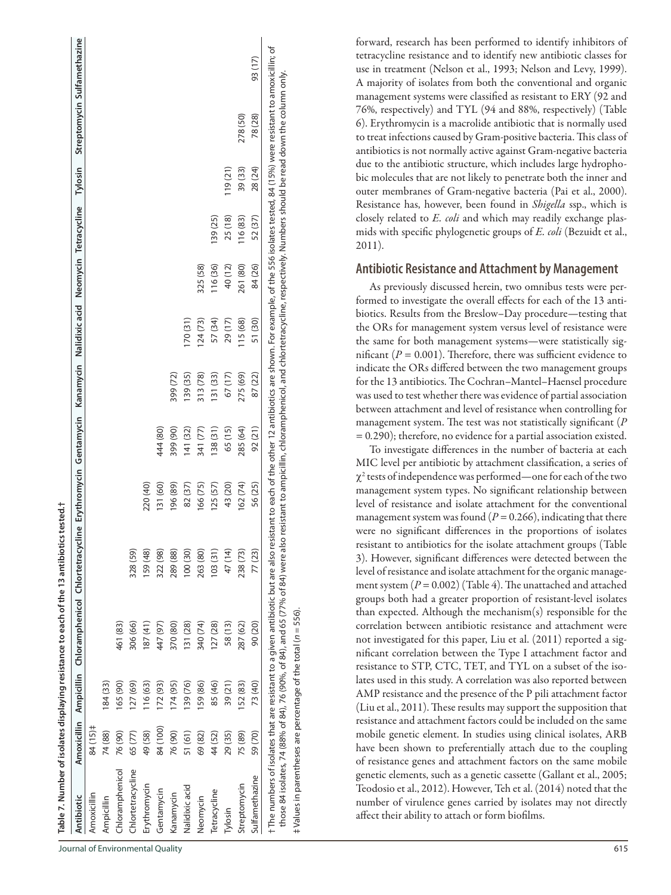**Table 7. Number of isolates displaying resistance to each of the 13 antibiotics tested.†**

| Antibiotic | Amoxicillin | Ampicillin | Chloramphenicol | Chlortetracycline | Erythromycin | Gentamycin | Kanamycin | Nalidixic acid | Neomycin | Tetracycline | Tylosin | Streptomycin | Sulfamethazine |
|---|---|---|---|---|---|---|---|---|---|---|---|---|---|
| Amoxicillin | 84 (15)‡ | | | | | | | | | | | | |
| Ampicillin | 74 (88) | 184 (33) | | | | | | | | | | | |
| Chloramphenicol | 76 (90) | 165 (90) | 461 (83) | | | | | | | | | | |
| Chlortetracycline | 65 (77) | 127 (69) | 306 (66) | 328 (59) | | | | | | | | | |
| Erythromycin | 49 (58) | 116 (63) | 187 (41) | 159 (48) | 220 (40) | | | | | | | | |
| Gentamycin | 84 (100) | 172 (93) | 447 (97) | 322 (98) | 131 (60) | 444 (80) | | | | | | | |
| Kanamycin | 76 (90) | 174 (95) | 370 (80) | 289 (88) | 196 (89) | 399 (90) | 399 (72) | | | | | | |
| Nalidixic acid | 51 (61) | 139 (76) | 131 (28) | 100 (30) | 82 (37) | 141 (32) | 139 (35) | 170 (31) | | | | | |
| Neomycin | 69 (82) | 159 (86) | 340 (74) | 263 (80) | 166 (75) | 341 (77) | 313 (78) | 124 (73) | 325 (58) | | | | |
| Tetracycline | 44 (52) | 85 (46) | 127 (28) | 103 (31) | 125 (57) | 138 (31) | 131 (33) | 57 (34) | 116 (36) | 139 (25) | | | |
| Tylosin | 29 (35) | 39 (21) | 58 (13) | 47 (14) | 43 (20) | 65 (15) | 67 (17) | 29 (17) | 40 (12) | 25 (18) | 119 (21) | | |
| Streptomycin | 75 (89) | 152 (83) | 287 (62) | 238 (73) | 162 (74) | 285 (64) | 275 (69) | 115 (68) | 261 (80) | 116 (83) | 39 (33) | 278 (50) | |
| Sulfamethazine | 59 (70) | 73 (40) | 90 (20) | 77 (23) | 56 (25) | 92 (21) | 87 (22) | 51 (30) | 84 (26) | 52 (37) | 28 (24) | 78 (28) | 93 (17) |

† The numbers of isolates that are resistant to a given antibiotic but are also resistant to each of the other 12 antibiotics are shown. For example, of the 556 isolates tested, 84 (15%) were resistant to amoxicillin; of those 84 isolates, 74 (88% of 84), 76 (90%, of 84), and 65 (77% of 84) were also resistant to ampicillin, chloramphenicol, and chlortetracycline, respectively. Numbers should be read down the column only.

‡ Values in parentheses are percentage of the total ($n = 556$).

forward, research has been performed to identify inhibitors of tetracycline resistance and to identify new antibiotic classes for use in treatment (Nelson et al., 1993; Nelson and Levy, 1999). A majority of isolates from both the conventional and organic management systems were classified as resistant to ERY (92 and 76%, respectively) and TYL (94 and 88%, respectively) (Table 6). Erythromycin is a macrolide antibiotic that is normally used to treat infections caused by Gram-positive bacteria. This class of antibiotics is not normally active against Gram-negative bacteria due to the antibiotic structure, which includes large hydrophobic molecules that are not likely to penetrate both the inner and outer membranes of Gram-negative bacteria (Pai et al., 2000). Resistance has, however, been found in *Shigella* ssp., which is closely related to *E. coli* and which may readily exchange plasmids with specific phylogenetic groups of *E. coli* (Bezuidt et al., 2011).

## Antibiotic Resistance and Attachment by Management

As previously discussed herein, two omnibus tests were performed to investigate the overall effects for each of the 13 antibiotics. Results from the Breslow–Day procedure—testing that the ORs for management system versus level of resistance were the same for both management systems—were statistically significant ($P = 0.001$). Therefore, there was sufficient evidence to indicate the ORs differed between the two management groups for the 13 antibiotics. The Cochran–Mantel–Haensel procedure was used to test whether there was evidence of partial association between attachment and level of resistance when controlling for management system. The test was not statistically significant ($P = 0.290$); therefore, no evidence for a partial association existed.

To investigate differences in the number of bacteria at each MIC level per antibiotic by attachment classification, a series of $\chi^2$ tests of independence was performed—one for each of the two management system types. No significant relationship between level of resistance and isolate attachment for the conventional management system was found ($P = 0.266$), indicating that there were no significant differences in the proportions of isolates resistant to antibiotics for the isolate attachment groups (Table 3). However, significant differences were detected between the level of resistance and isolate attachment for the organic management system ($P = 0.002$) (Table 4). The unattached and attached groups both had a greater proportion of resistant-level isolates than expected. Although the mechanism(s) responsible for the correlation between antibiotic resistance and attachment were not investigated for this paper, Liu et al. (2011) reported a significant correlation between the Type I attachment factor and resistance to STP, CTC, TET, and TYL on a subset of the isolates used in this study. A correlation was also reported between AMP resistance and the presence of the P pili attachment factor (Liu et al., 2011). These results may support the supposition that resistance and attachment factors could be included on the same mobile genetic element. In studies using clinical isolates, ARB have been shown to preferentially attach due to the coupling of resistance genes and attachment factors on the same mobile genetic elements, such as a genetic cassette (Gallant et al., 2005; Teodosio et al., 2012). However, Teh et al. (2014) noted that the number of virulence genes carried by isolates may not directly affect their ability to attach or form biofilms.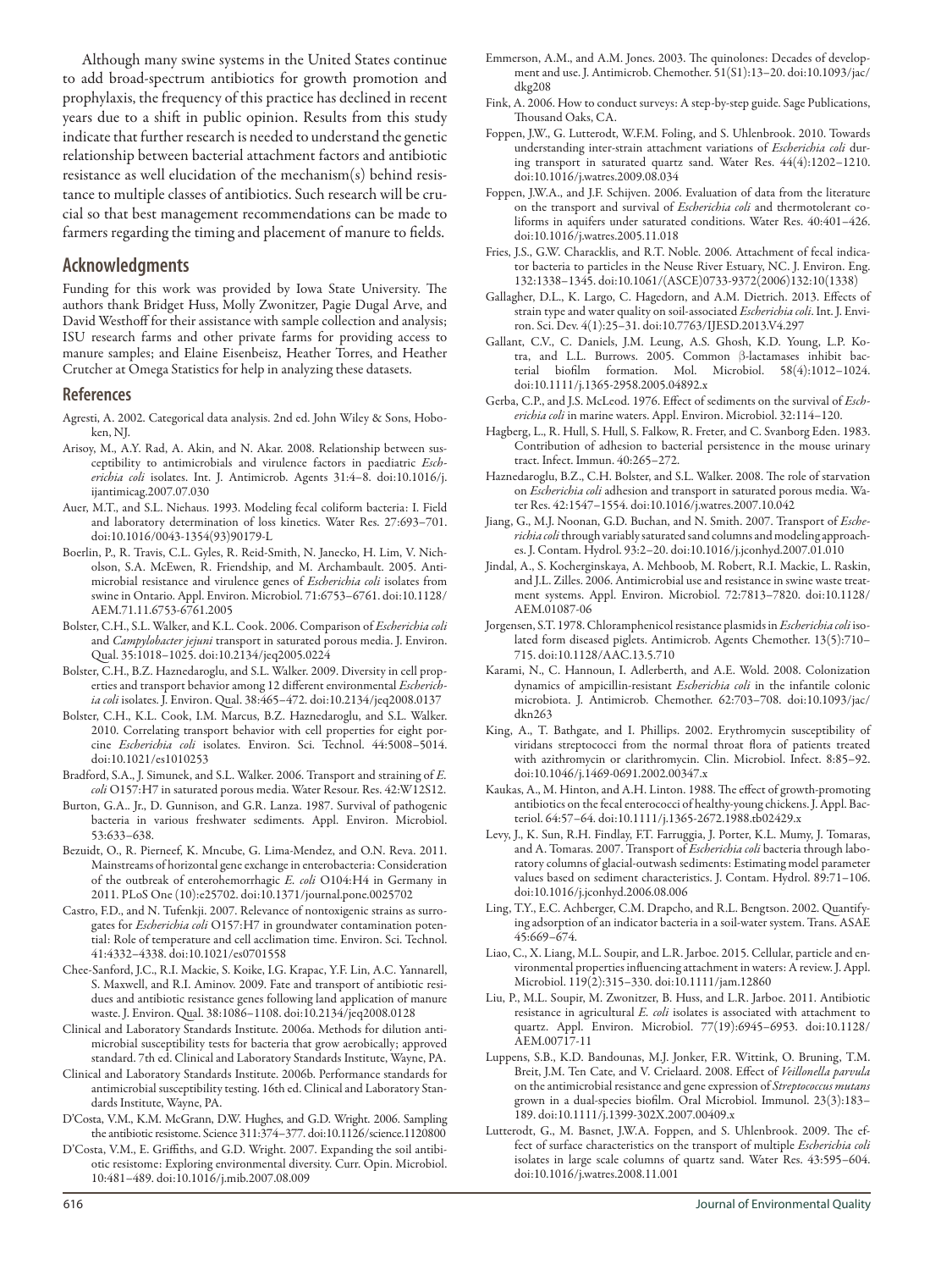Although many swine systems in the United States continue to add broad-spectrum antibiotics for growth promotion and prophylaxis, the frequency of this practice has declined in recent years due to a shift in public opinion. Results from this study indicate that further research is needed to understand the genetic relationship between bacterial attachment factors and antibiotic resistance as well elucidation of the mechanism(s) behind resistance to multiple classes of antibiotics. Such research will be crucial so that best management recommendations can be made to farmers regarding the timing and placement of manure to fields.

## Acknowledgments

Funding for this work was provided by Iowa State University. The authors thank Bridget Huss, Molly Zwonitzer, Pagie Dugal Arve, and David Westhoff for their assistance with sample collection and analysis; ISU research farms and other private farms for providing access to manure samples; and Elaine Eisenbeisz, Heather Torres, and Heather Crutcher at Omega Statistics for help in analyzing these datasets.

## References

Agresti, A. 2002. Categorical data analysis. 2nd ed. John Wiley & Sons, Hoboken, NJ.

Arisoy, M., A.Y. Rad, A. Akin, and N. Akar. 2008. Relationship between susceptibility to antimicrobials and virulence factors in paediatric *Escherichia coli* isolates. Int. J. Antimicrob. Agents 31:4–8. doi:10.1016/j.ijantimicag.2007.07.030

Auer, M.T., and S.L. Niehaus. 1993. Modeling fecal coliform bacteria: I. Field and laboratory determination of loss kinetics. Water Res. 27:693–701. doi:10.1016/0043-1354(93)90179-L

Boerlin, P., R. Travis, C.L. Gyles, R. Reid-Smith, N. Janecko, H. Lim, V. Nicholson, S.A. McEwen, R. Friendship, and M. Archambault. 2005. Antimicrobial resistance and virulence genes of *Escherichia coli* isolates from swine in Ontario. Appl. Environ. Microbiol. 71:6753–6761. doi:10.1128/AEM.71.11.6753-6761.2005

Bolster, C.H., S.L. Walker, and K.L. Cook. 2006. Comparison of *Escherichia coli* and *Campylobacter jejuni* transport in saturated porous media. J. Environ. Qual. 35:1018–1025. doi:10.2134/jeq2005.0224

Bolster, C.H., B.Z. Haznedaroglu, and S.L. Walker. 2009. Diversity in cell properties and transport behavior among 12 different environmental *Escherichia coli* isolates. J. Environ. Qual. 38:465–472. doi:10.2134/jeq2008.0137

Bolster, C.H., K.L. Cook, I.M. Marcus, B.Z. Haznedaroglu, and S.L. Walker. 2010. Correlating transport behavior with cell properties for eight porcine *Escherichia coli* isolates. Environ. Sci. Technol. 44:5008–5014. doi:10.1021/es1010253

Bradford, S.A., J. Simunek, and S.L. Walker. 2006. Transport and straining of *E. coli* O157:H7 in saturated porous media. Water Resour. Res. 42:W12S12.

Burton, G.A.. Jr., D. Gunnison, and G.R. Lanza. 1987. Survival of pathogenic bacteria in various freshwater sediments. Appl. Environ. Microbiol. 53:633–638.

Bezuidt, O., R. Pierneef, K. Mncube, G. Lima-Mendez, and O.N. Reva. 2011. Mainstreams of horizontal gene exchange in enterobacteria: Consideration of the outbreak of enterohemorrhagic *E. coli* O104:H4 in Germany in 2011. PLoS One (10):e25702. doi:10.1371/journal.pone.0025702

Castro, F.D., and N. Tufenkji. 2007. Relevance of nontoxigenic strains as surrogates for *Escherichia coli* O157:H7 in groundwater contamination potential: Role of temperature and cell acclimation time. Environ. Sci. Technol. 41:4332–4338. doi:10.1021/es0701558

Chee-Sanford, J.C., R.I. Mackie, S. Koike, I.G. Krapac, Y.F. Lin, A.C. Yannarell, S. Maxwell, and R.I. Aminov. 2009. Fate and transport of antibiotic residues and antibiotic resistance genes following land application of manure waste. J. Environ. Qual. 38:1086–1108. doi:10.2134/jeq2008.0128

Clinical and Laboratory Standards Institute. 2006a. Methods for dilution antimicrobial susceptibility tests for bacteria that grow aerobically; approved standard. 7th ed. Clinical and Laboratory Standards Institute, Wayne, PA.

Clinical and Laboratory Standards Institute. 2006b. Performance standards for antimicrobial susceptibility testing. 16th ed. Clinical and Laboratory Standards Institute, Wayne, PA.

D'Costa, V.M., K.M. McGrann, D.W. Hughes, and G.D. Wright. 2006. Sampling the antibiotic resistome. Science 311:374–377. doi:10.1126/science.1120800

D'Costa, V.M., E. Griffiths, and G.D. Wright. 2007. Expanding the soil antibiotic resistome: Exploring environmental diversity. Curr. Opin. Microbiol. 10:481–489. doi:10.1016/j.mib.2007.08.009

Emmerson, A.M., and A.M. Jones. 2003. The quinolones: Decades of development and use. J. Antimicrob. Chemother. 51(S1):13–20. doi:10.1093/jac/dkg208

Fink, A. 2006. How to conduct surveys: A step-by-step guide. Sage Publications, Thousand Oaks, CA.

Foppen, J.W., G. Lutterodt, W.F.M. Foling, and S. Uhlenbrook. 2010. Towards understanding inter-strain attachment variations of *Escherichia coli* during transport in saturated quartz sand. Water Res. 44(4):1202–1210. doi:10.1016/j.watres.2009.08.034

Foppen, J.W.A., and J.F. Schijven. 2006. Evaluation of data from the literature on the transport and survival of *Escherichia coli* and thermotolerant coliforms in aquifers under saturated conditions. Water Res. 40:401–426. doi:10.1016/j.watres.2005.11.018

Fries, J.S., G.W. Characklis, and R.T. Noble. 2006. Attachment of fecal indicator bacteria to particles in the Neuse River Estuary, NC. J. Environ. Eng. 132:1338–1345. doi:10.1061/(ASCE)0733-9372(2006)132:10(1338)

Gallagher, D.L., K. Largo, C. Hagedorn, and A.M. Dietrich. 2013. Effects of strain type and water quality on soil-associated *Escherichia coli*. Int. J. Environ. Sci. Dev. 4(1):25–31. doi:10.7763/IJESD.2013.V4.297

Gallant, C.V., C. Daniels, J.M. Leung, A.S. Ghosh, K.D. Young, L.P. Kotra, and L.L. Burrows. 2005. Common β-lactamases inhibit bacterial biofilm formation. Mol. Microbiol. 58(4):1012–1024. doi:10.1111/j.1365-2958.2005.04892.x

Gerba, C.P., and J.S. McLeod. 1976. Effect of sediments on the survival of *Escherichia coli* in marine waters. Appl. Environ. Microbiol. 32:114–120.

Hagberg, L., R. Hull, S. Hull, S. Falkow, R. Freter, and C. Svanborg Eden. 1983. Contribution of adhesion to bacterial persistence in the mouse urinary tract. Infect. Immun. 40:265–272.

Haznedaroglu, B.Z., C.H. Bolster, and S.L. Walker. 2008. The role of starvation on *Escherichia coli* adhesion and transport in saturated porous media. Water Res. 42:1547–1554. doi:10.1016/j.watres.2007.10.042

Jiang, G., M.J. Noonan, G.D. Buchan, and N. Smith. 2007. Transport of *Escherichia coli* through variably saturated sand columns and modeling approaches. J. Contam. Hydrol. 93:2–20. doi:10.1016/j.jconhyd.2007.01.010

Jindal, A., S. Kocherginskaya, A. Mehboob, M. Robert, R.I. Mackie, L. Raskin, and J.L. Zilles. 2006. Antimicrobial use and resistance in swine waste treatment systems. Appl. Environ. Microbiol. 72:7813–7820. doi:10.1128/AEM.01087-06

Jorgensen, S.T. 1978. Chloramphenicol resistance plasmids in *Escherichia coli* isolated form diseased piglets. Antimicrob. Agents Chemother. 13(5):710–715. doi:10.1128/AAC.13.5.710

Karami, N., C. Hannoun, I. Adlerberth, and A.E. Wold. 2008. Colonization dynamics of ampicillin-resistant *Escherichia coli* in the infantile colonic microbiota. J. Antimicrob. Chemother. 62:703–708. doi:10.1093/jac/dkn263

King, A., T. Bathgate, and I. Phillips. 2002. Erythromycin susceptibility of viridans streptococci from the normal throat flora of patients treated with azithromycin or clarithromycin. Clin. Microbiol. Infect. 8:85–92. doi:10.1046/j.1469-0691.2002.00347.x

Kaukas, A., M. Hinton, and A.H. Linton. 1988. The effect of growth-promoting antibiotics on the fecal enterococci of healthy-young chickens. J. Appl. Bacteriol. 64:57–64. doi:10.1111/j.1365-2672.1988.tb02429.x

Levy, J., K. Sun, R.H. Findlay, F.T. Farruggia, J. Porter, K.L. Mumy, J. Tomaras, and A. Tomaras. 2007. Transport of *Escherichia coli* bacteria through laboratory columns of glacial-outwash sediments: Estimating model parameter values based on sediment characteristics. J. Contam. Hydrol. 89:71–106. doi:10.1016/j.jconhyd.2006.08.006

Ling, T.Y., E.C. Achberger, C.M. Drapcho, and R.L. Bengtson. 2002. Quantifying adsorption of an indicator bacteria in a soil-water system. Trans. ASAE 45:669–674.

Liao, C., X. Liang, M.L. Soupir, and L.R. Jarboe. 2015. Cellular, particle and environmental properties influencing attachment in waters: A review. J. Appl. Microbiol. 119(2):315–330. doi:10.1111/jam.12860

Liu, P., M.L. Soupir, M. Zwonitzer, B. Huss, and L.R. Jarboe. 2011. Antibiotic resistance in agricultural *E. coli* isolates is associated with attachment to quartz. Appl. Environ. Microbiol. 77(19):6945–6953. doi:10.1128/AEM.00717-11

Luppens, S.B., K.D. Bandounas, M.J. Jonker, F.R. Wittink, O. Bruning, T.M. Breit, J.M. Ten Cate, and V. Crielaard. 2008. Effect of *Veillonella parvula* on the antimicrobial resistance and gene expression of *Streptococcus mutans* grown in a dual-species biofilm. Oral Microbiol. Immunol. 23(3):183–189. doi:10.1111/j.1399-302X.2007.00409.x

Lutterodt, G., M. Basnet, J.W.A. Foppen, and S. Uhlenbrook. 2009. The effect of surface characteristics on the transport of multiple *Escherichia coli* isolates in large scale columns of quartz sand. Water Res. 43:595–604. doi:10.1016/j.watres.2008.11.001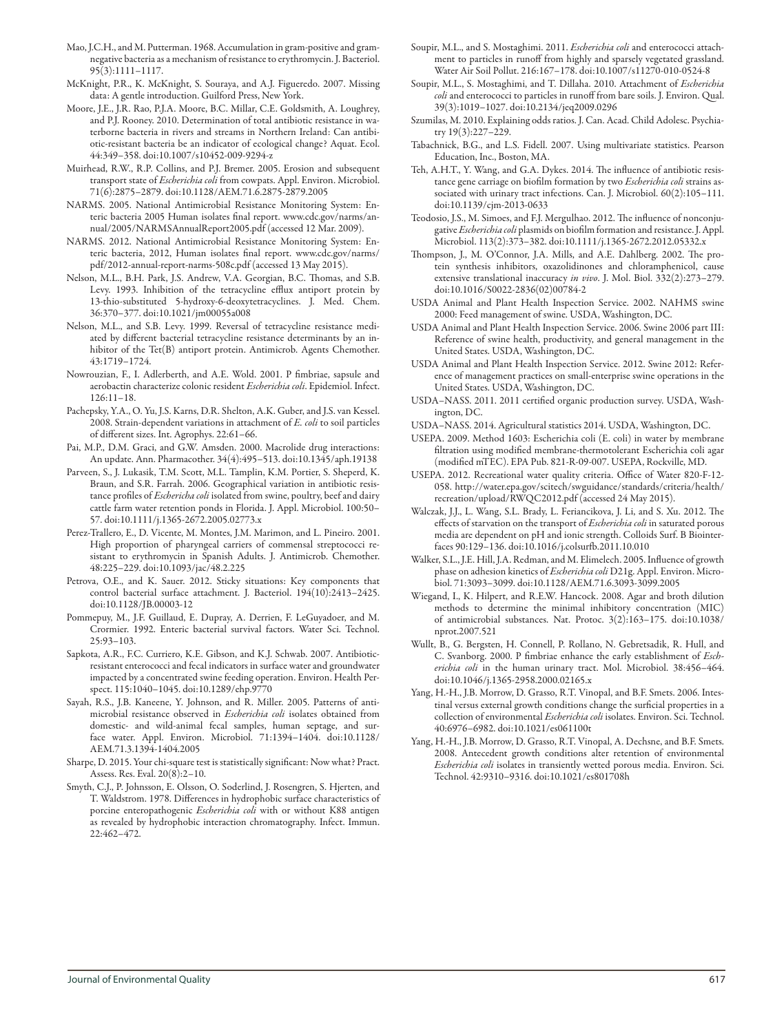Mao, J.C.H., and M. Putterman. 1968. Accumulation in gram-positive and gram-negative bacteria as a mechanism of resistance to erythromycin. J. Bacteriol. 95(3):1111–1117.

McKnight, P.R., K. McKnight, S. Souraya, and A.J. Figueredo. 2007. Missing data: A gentle introduction. Guilford Press, New York.

Moore, J.E., J.R. Rao, P.J.A. Moore, B.C. Millar, C.E. Goldsmith, A. Loughrey, and P.J. Rooney. 2010. Determination of total antibiotic resistance in waterborne bacteria in rivers and streams in Northern Ireland: Can antibiotic-resistant bacteria be an indicator of ecological change? Aquat. Ecol. 44:349–358. doi:10.1007/s10452-009-9294-z

Muirhead, R.W., R.P. Collins, and P.J. Bremer. 2005. Erosion and subsequent transport state of *Escherichia coli* from cowpats. Appl. Environ. Microbiol. 71(6):2875–2879. doi:10.1128/AEM.71.6.2875-2879.2005

NARMS. 2005. National Antimicrobial Resistance Monitoring System: Enteric bacteria 2005 Human isolates final report. www.cdc.gov/narms/annual/2005/NARMSAnnualReport2005.pdf (accessed 12 Mar. 2009).

NARMS. 2012. National Antimicrobial Resistance Monitoring System: Enteric bacteria, 2012, Human isolates final report. www.cdc.gov/narms/pdf/2012-annual-report-narms-508c.pdf (accessed 13 May 2015).

Nelson, M.L., B.H. Park, J.S. Andrew, V.A. Georgian, B.C. Thomas, and S.B. Levy. 1993. Inhibition of the tetracycline efflux antiport protein by 13-thio-substituted 5-hydroxy-6-deoxytetracyclines. J. Med. Chem. 36:370–377. doi:10.1021/jm00055a008

Nelson, M.L., and S.B. Levy. 1999. Reversal of tetracycline resistance mediated by different bacterial tetracycline resistance determinants by an inhibitor of the Tet(B) antiport protein. Antimicrob. Agents Chemother. 43:1719–1724.

Nowrouzian, F., I. Adlerberth, and A.E. Wold. 2001. P fimbriae, sapsule and aerobactin characterize colonic resident *Escherichia coli*. Epidemiol. Infect. 126:11–18.

Pachepsky, Y.A., O. Yu, J.S. Karns, D.R. Shelton, A.K. Guber, and J.S. van Kessel. 2008. Strain-dependent variations in attachment of *E. coli* to soil particles of different sizes. Int. Agrophys. 22:61–66.

Pai, M.P., D.M. Graci, and G.W. Amsden. 2000. Macrolide drug interactions: An update. Ann. Pharmacother. 34(4):495–513. doi:10.1345/aph.19138

Parveen, S., J. Lukasik, T.M. Scott, M.L. Tamplin, K.M. Portier, S. Sheperd, K. Braun, and S.R. Farrah. 2006. Geographical variation in antibiotic resistance profiles of *Eschericha coli* isolated from swine, poultry, beef and dairy cattle farm water retention ponds in Florida. J. Appl. Microbiol. 100:50–57. doi:10.1111/j.1365-2672.2005.02773.x

Perez-Trallero, E., D. Vicente, M. Montes, J.M. Marimon, and L. Pineiro. 2001. High proportion of pharyngeal carriers of commensal streptococci resistant to erythromycin in Spanish Adults. J. Antimicrob. Chemother. 48:225–229. doi:10.1093/jac/48.2.225

Petrova, O.E., and K. Sauer. 2012. Sticky situations: Key components that control bacterial surface attachment. J. Bacteriol. 194(10):2413–2425. doi:10.1128/JB.00003-12

Pommepuy, M., J.F. Guillaud, E. Dupray, A. Derrien, F. LeGuyadoer, and M. Crormier. 1992. Enteric bacterial survival factors. Water Sci. Technol. 25:93–103.

Sapkota, A.R., F.C. Curriero, K.E. Gibson, and K.J. Schwab. 2007. Antibiotic-resistant enterococci and fecal indicators in surface water and groundwater impacted by a concentrated swine feeding operation. Environ. Health Perspect. 115:1040–1045. doi:10.1289/ehp.9770

Sayah, R.S., J.B. Kaneene, Y. Johnson, and R. Miller. 2005. Patterns of antimicrobial resistance observed in *Escherichia coli* isolates obtained from domestic- and wild-animal fecal samples, human septage, and surface water. Appl. Environ. Microbiol. 71:1394–1404. doi:10.1128/AEM.71.3.1394-1404.2005

Sharpe, D. 2015. Your chi-square test is statistically significant: Now what? Pract. Assess. Res. Eval. 20(8):2–10.

Smyth, C.J., P. Johnsson, E. Olsson, O. Soderlind, J. Rosengren, S. Hjerten, and T. Waldstrom. 1978. Differences in hydrophobic surface characteristics of porcine enteropathogenic *Escherichia coli* with or without K88 antigen as revealed by hydrophobic interaction chromatography. Infect. Immun. 22:462–472.

Soupir, M.L., and S. Mostaghimi. 2011. *Escherichia coli* and enterococci attachment to particles in runoff from highly and sparsely vegetated grassland. Water Air Soil Pollut. 216:167–178. doi:10.1007/s11270-010-0524-8

Soupir, M.L., S. Mostaghimi, and T. Dillaha. 2010. Attachment of *Escherichia coli* and enterococci to particles in runoff from bare soils. J. Environ. Qual. 39(3):1019–1027. doi:10.2134/jeq2009.0296

Szumilas, M. 2010. Explaining odds ratios. J. Can. Acad. Child Adolesc. Psychiatry 19(3):227–229.

Tabachnick, B.G., and L.S. Fidell. 2007. Using multivariate statistics. Pearson Education, Inc., Boston, MA.

Teh, A.H.T., Y. Wang, and G.A. Dykes. 2014. The influence of antibiotic resistance gene carriage on biofilm formation by two *Escherichia coli* strains associated with urinary tract infections. Can. J. Microbiol. 60(2):105–111. doi:10.1139/cjm-2013-0633

Teodosio, J.S., M. Simoes, and F.J. Mergulhao. 2012. The influence of nonconjugative *Escherichia coli* plasmids on biofilm formation and resistance. J. Appl. Microbiol. 113(2):373–382. doi:10.1111/j.1365-2672.2012.05332.x

Thompson, J., M. O'Connor, J.A. Mills, and A.E. Dahlberg. 2002. The protein synthesis inhibitors, oxazolidinones and chloramphenicol, cause extensive translational inaccuracy *in vivo*. J. Mol. Biol. 332(2):273–279. doi:10.1016/S0022-2836(02)00784-2

USDA Animal and Plant Health Inspection Service. 2002. NAHMS swine 2000: Feed management of swine. USDA, Washington, DC.

USDA Animal and Plant Health Inspection Service. 2006. Swine 2006 part III: Reference of swine health, productivity, and general management in the United States. USDA, Washington, DC.

USDA Animal and Plant Health Inspection Service. 2012. Swine 2012: Reference of management practices on small-enterprise swine operations in the United States. USDA, Washington, DC.

USDA–NASS. 2011. 2011 certified organic production survey. USDA, Washington, DC.

USDA–NASS. 2014. Agricultural statistics 2014. USDA, Washington, DC.

USEPA. 2009. Method 1603: Escherichia coli (E. coli) in water by membrane filtration using modified membrane-thermotolerant Escherichia coli agar (modified mTEC). EPA Pub. 821-R-09-007. USEPA, Rockville, MD.

USEPA. 2012. Recreational water quality criteria. Office of Water 820-F-12-058. http://water.epa.gov/scitech/swguidance/standards/criteria/health/recreation/upload/RWQC2012.pdf (accessed 24 May 2015).

Walczak, J.J., L. Wang, S.L. Brady, L. Feriancikova, J. Li, and S. Xu. 2012. The effects of starvation on the transport of *Escherichia coli* in saturated porous media are dependent on pH and ionic strength. Colloids Surf. B Biointerfaces 90:129–136. doi:10.1016/j.colsurfb.2011.10.010

Walker, S.L., J.E. Hill, J.A. Redman, and M. Elimelech. 2005. Influence of growth phase on adhesion kinetics of *Escherichia coli* D21g. Appl. Environ. Microbiol. 71:3093–3099. doi:10.1128/AEM.71.6.3093-3099.2005

Wiegand, I., K. Hilpert, and R.E.W. Hancock. 2008. Agar and broth dilution methods to determine the minimal inhibitory concentration (MIC) of antimicrobial substances. Nat. Protoc. 3(2):163–175. doi:10.1038/nprot.2007.521

Wullt, B., G. Bergsten, H. Connell, P. Rollano, N. Gebretsadik, R. Hull, and C. Svanborg. 2000. P fimbriae enhance the early establishment of *Escherichia coli* in the human urinary tract. Mol. Microbiol. 38:456–464. doi:10.1046/j.1365-2958.2000.02165.x

Yang, H.-H., J.B. Morrow, D. Grasso, R.T. Vinopal, and B.F. Smets. 2006. Intestinal versus external growth conditions change the surficial properties in a collection of environmental *Escherichia coli* isolates. Environ. Sci. Technol. 40:6976–6982. doi:10.1021/es061100t

Yang, H.-H., J.B. Morrow, D. Grasso, R.T. Vinopal, A. Dechsne, and B.F. Smets. 2008. Antecedent growth conditions alter retention of environmental *Escherichia coli* isolates in transiently wetted porous media. Environ. Sci. Technol. 42:9310–9316. doi:10.1021/es801708h